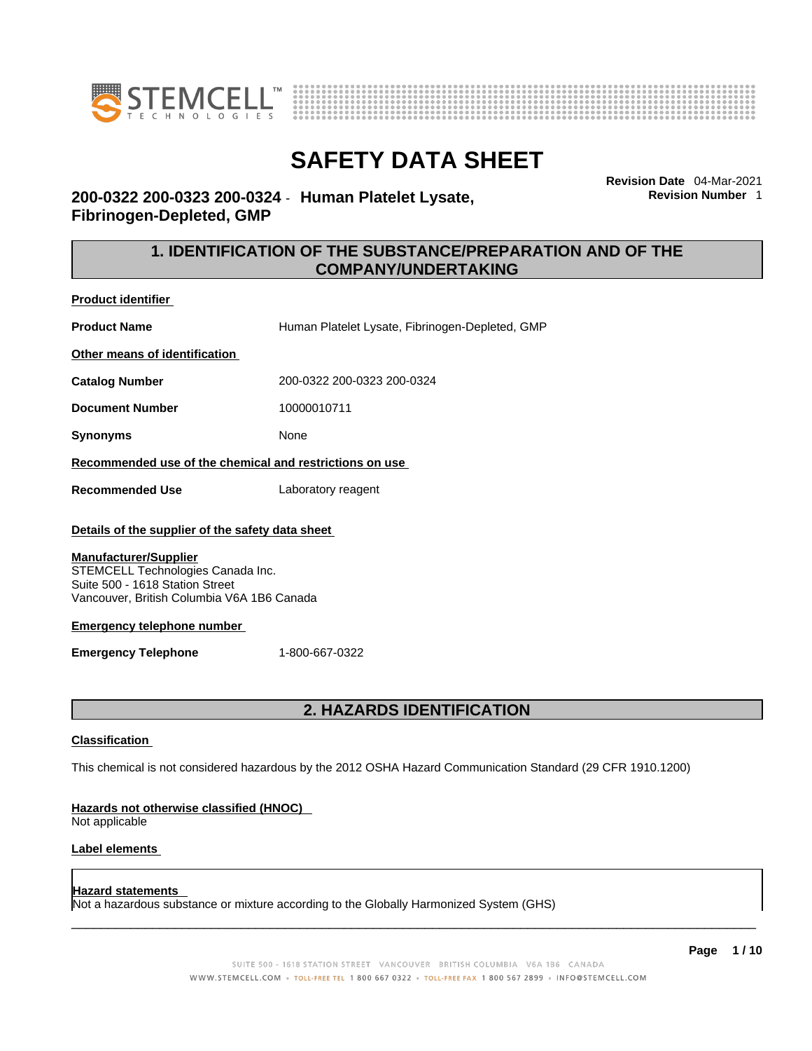# SAFETY DATA SHEET

**200-0322 200-0323 200-0324 - Human Platelet Lysate, Fibrinogen-Depleted, GMP**

**Revision Date** 04-Mar-2021
**Revision Number** 1

## 1. IDENTIFICATION OF THE SUBSTANCE/PREPARATION AND OF THE COMPANY/UNDERTAKING

**Product identifier**

**Product Name** Human Platelet Lysate, Fibrinogen-Depleted, GMP

**Other means of identification**

**Catalog Number** 200-0322 200-0323 200-0324

**Document Number** 10000010711

**Synonyms** None

**Recommended use of the chemical and restrictions on use**

**Recommended Use** Laboratory reagent

**Details of the supplier of the safety data sheet**

**Manufacturer/Supplier**
STEMCELL Technologies Canada Inc.
Suite 500 - 1618 Station Street
Vancouver, British Columbia V6A 1B6 Canada

**Emergency telephone number**

**Emergency Telephone** 1-800-667-0322

## 2. HAZARDS IDENTIFICATION

**Classification**

This chemical is not considered hazardous by the 2012 OSHA Hazard Communication Standard (29 CFR 1910.1200)

**Hazards not otherwise classified (HNOC)**
Not applicable

**Label elements**

**Hazard statements**
Not a hazardous substance or mixture according to the Globally Harmonized System (GHS)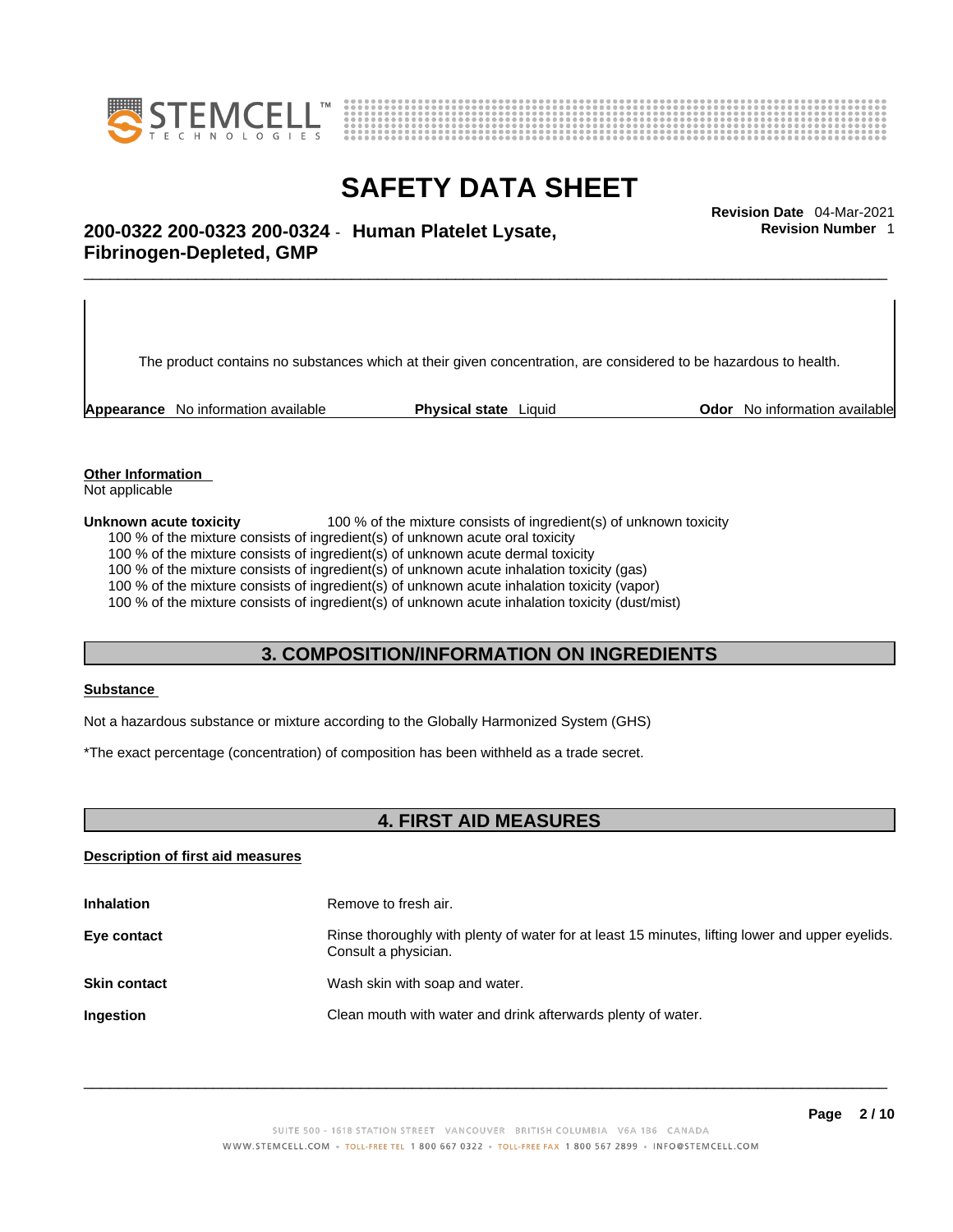The product contains no substances which at their given concentration, are considered to be hazardous to health.

**Appearance** No information available **Physical state** Liquid **Odor** No information available

**Other Information**
Not applicable

**Unknown acute toxicity** 100 % of the mixture consists of ingredient(s) of unknown toxicity
100 % of the mixture consists of ingredient(s) of unknown acute oral toxicity
100 % of the mixture consists of ingredient(s) of unknown acute dermal toxicity
100 % of the mixture consists of ingredient(s) of unknown acute inhalation toxicity (gas)
100 % of the mixture consists of ingredient(s) of unknown acute inhalation toxicity (vapor)
100 % of the mixture consists of ingredient(s) of unknown acute inhalation toxicity (dust/mist)

## 3. COMPOSITION/INFORMATION ON INGREDIENTS

**Substance**

Not a hazardous substance or mixture according to the Globally Harmonized System (GHS)

*The exact percentage (concentration) of composition has been withheld as a trade secret.

## 4. FIRST AID MEASURES

**Description of first aid measures**

| | |
|---|---|
| **Inhalation** | Remove to fresh air. |
| **Eye contact** | Rinse thoroughly with plenty of water for at least 15 minutes, lifting lower and upper eyelids. Consult a physician. |
| **Skin contact** | Wash skin with soap and water. |
| **Ingestion** | Clean mouth with water and drink afterwards plenty of water. |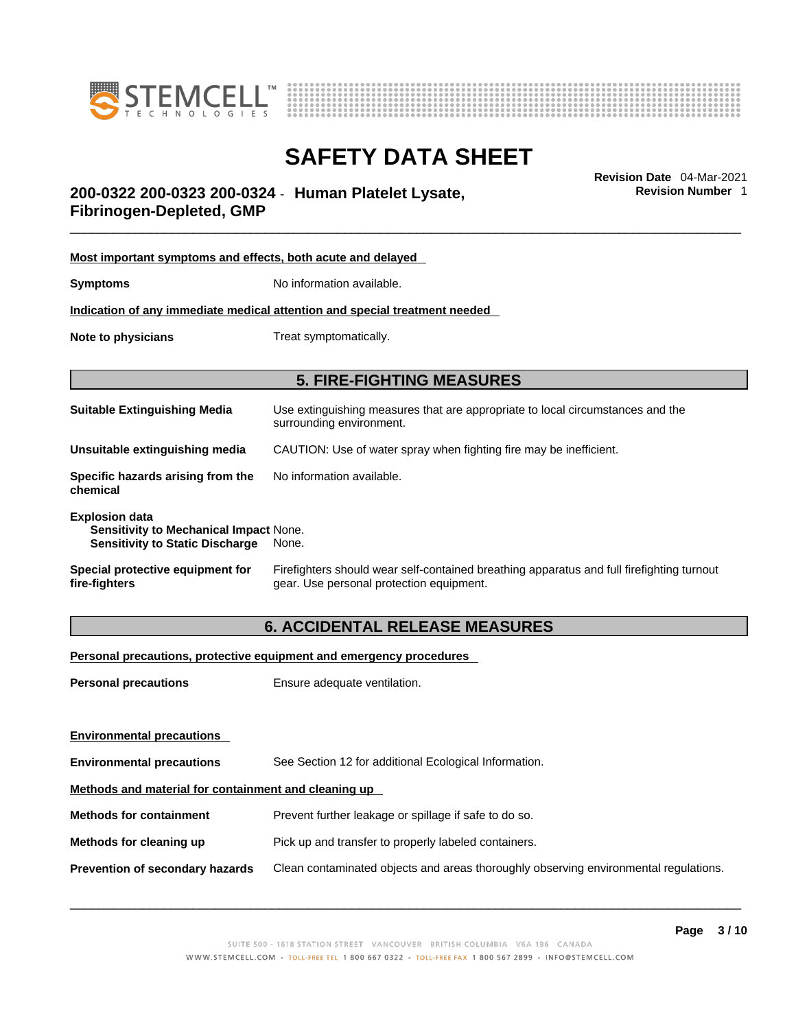**Most important symptoms and effects, both acute and delayed**

**Symptoms** No information available.

**Indication of any immediate medical attention and special treatment needed**

**Note to physicians** Treat symptomatically.

## 5. FIRE-FIGHTING MEASURES

**Suitable Extinguishing Media** Use extinguishing measures that are appropriate to local circumstances and the surrounding environment.

**Unsuitable extinguishing media** CAUTION: Use of water spray when fighting fire may be inefficient.

**Specific hazards arising from the chemical** No information available.

**Explosion data**
- **Sensitivity to Mechanical Impact** None.
- **Sensitivity to Static Discharge** None.

**Special protective equipment for fire-fighters** Firefighters should wear self-contained breathing apparatus and full firefighting turnout gear. Use personal protection equipment.

## 6. ACCIDENTAL RELEASE MEASURES

**Personal precautions, protective equipment and emergency procedures**

**Personal precautions** Ensure adequate ventilation.

**Environmental precautions**

**Environmental precautions** See Section 12 for additional Ecological Information.

**Methods and material for containment and cleaning up**

**Methods for containment** Prevent further leakage or spillage if safe to do so.

**Methods for cleaning up** Pick up and transfer to properly labeled containers.

**Prevention of secondary hazards** Clean contaminated objects and areas thoroughly observing environmental regulations.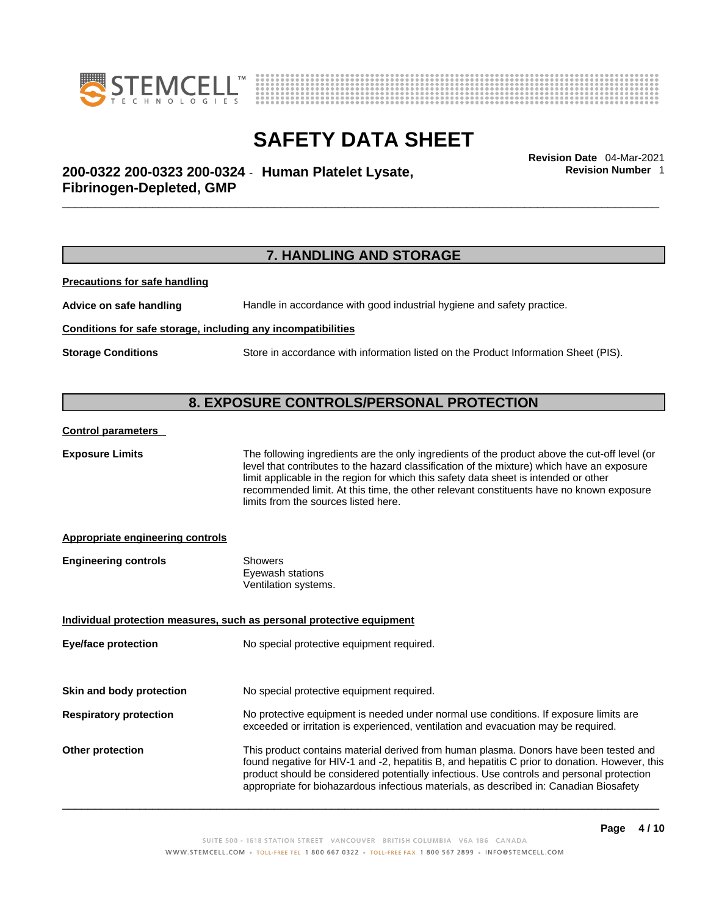## 7. HANDLING AND STORAGE

**Precautions for safe handling**

**Advice on safe handling** Handle in accordance with good industrial hygiene and safety practice.

**Conditions for safe storage, including any incompatibilities**

**Storage Conditions** Store in accordance with information listed on the Product Information Sheet (PIS).

## 8. EXPOSURE CONTROLS/PERSONAL PROTECTION

**Control parameters**

**Exposure Limits** The following ingredients are the only ingredients of the product above the cut-off level (or level that contributes to the hazard classification of the mixture) which have an exposure limit applicable in the region for which this safety data sheet is intended or other recommended limit. At this time, the other relevant constituents have no known exposure limits from the sources listed here.

**Appropriate engineering controls**

**Engineering controls** Showers
Eyewash stations
Ventilation systems.

**Individual protection measures, such as personal protective equipment**

**Eye/face protection** No special protective equipment required.

**Skin and body protection** No special protective equipment required.

**Respiratory protection** No protective equipment is needed under normal use conditions. If exposure limits are exceeded or irritation is experienced, ventilation and evacuation may be required.

**Other protection** This product contains material derived from human plasma. Donors have been tested and found negative for HIV-1 and -2, hepatitis B, and hepatitis C prior to donation. However, this product should be considered potentially infectious. Use controls and personal protection appropriate for biohazardous infectious materials, as described in: Canadian Biosafety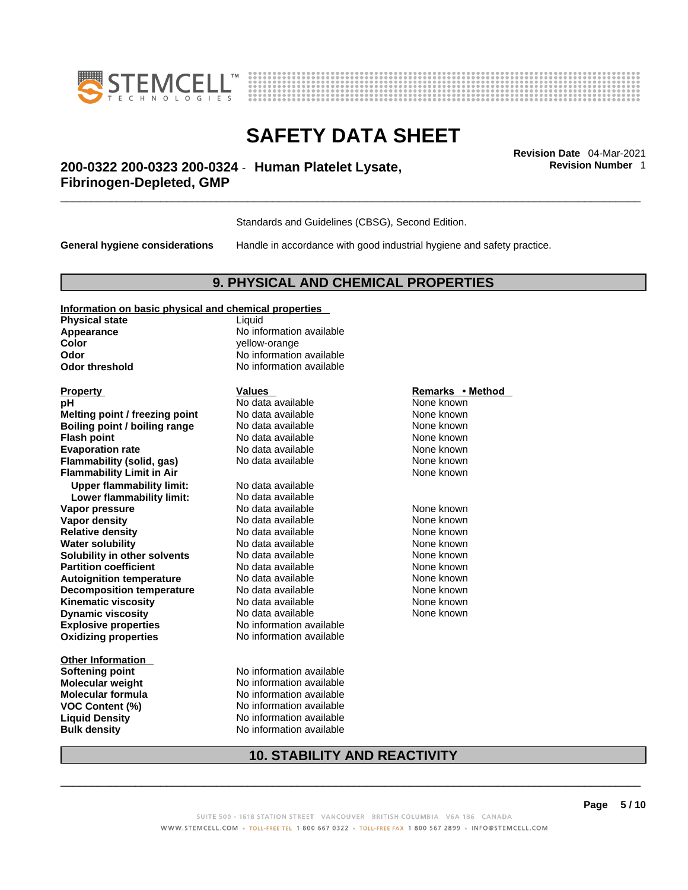Standards and Guidelines (CBSG), Second Edition.

**General hygiene considerations** Handle in accordance with good industrial hygiene and safety practice.

## 9. PHYSICAL AND CHEMICAL PROPERTIES

**Information on basic physical and chemical properties**

| | |
|---|---|
| **Physical state** | Liquid |
| **Appearance** | No information available |
| **Color** | yellow-orange |
| **Odor** | No information available |
| **Odor threshold** | No information available |

| Property | Values | Remarks • Method |
|---|---|---|
| **pH** | No data available | None known |
| **Melting point / freezing point** | No data available | None known |
| **Boiling point / boiling range** | No data available | None known |
| **Flash point** | No data available | None known |
| **Evaporation rate** | No data available | None known |
| **Flammability (solid, gas)** | No data available | None known |
| **Flammability Limit in Air** | | None known |
| **Upper flammability limit:** | No data available | |
| **Lower flammability limit:** | No data available | |
| **Vapor pressure** | No data available | None known |
| **Vapor density** | No data available | None known |
| **Relative density** | No data available | None known |
| **Water solubility** | No data available | None known |
| **Solubility in other solvents** | No data available | None known |
| **Partition coefficient** | No data available | None known |
| **Autoignition temperature** | No data available | None known |
| **Decomposition temperature** | No data available | None known |
| **Kinematic viscosity** | No data available | None known |
| **Dynamic viscosity** | No data available | None known |
| **Explosive properties** | No information available | |
| **Oxidizing properties** | No information available | |

**Other Information**

| | |
|---|---|
| **Softening point** | No information available |
| **Molecular weight** | No information available |
| **Molecular formula** | No information available |
| **VOC Content (%)** | No information available |
| **Liquid Density** | No information available |
| **Bulk density** | No information available |

## 10. STABILITY AND REACTIVITY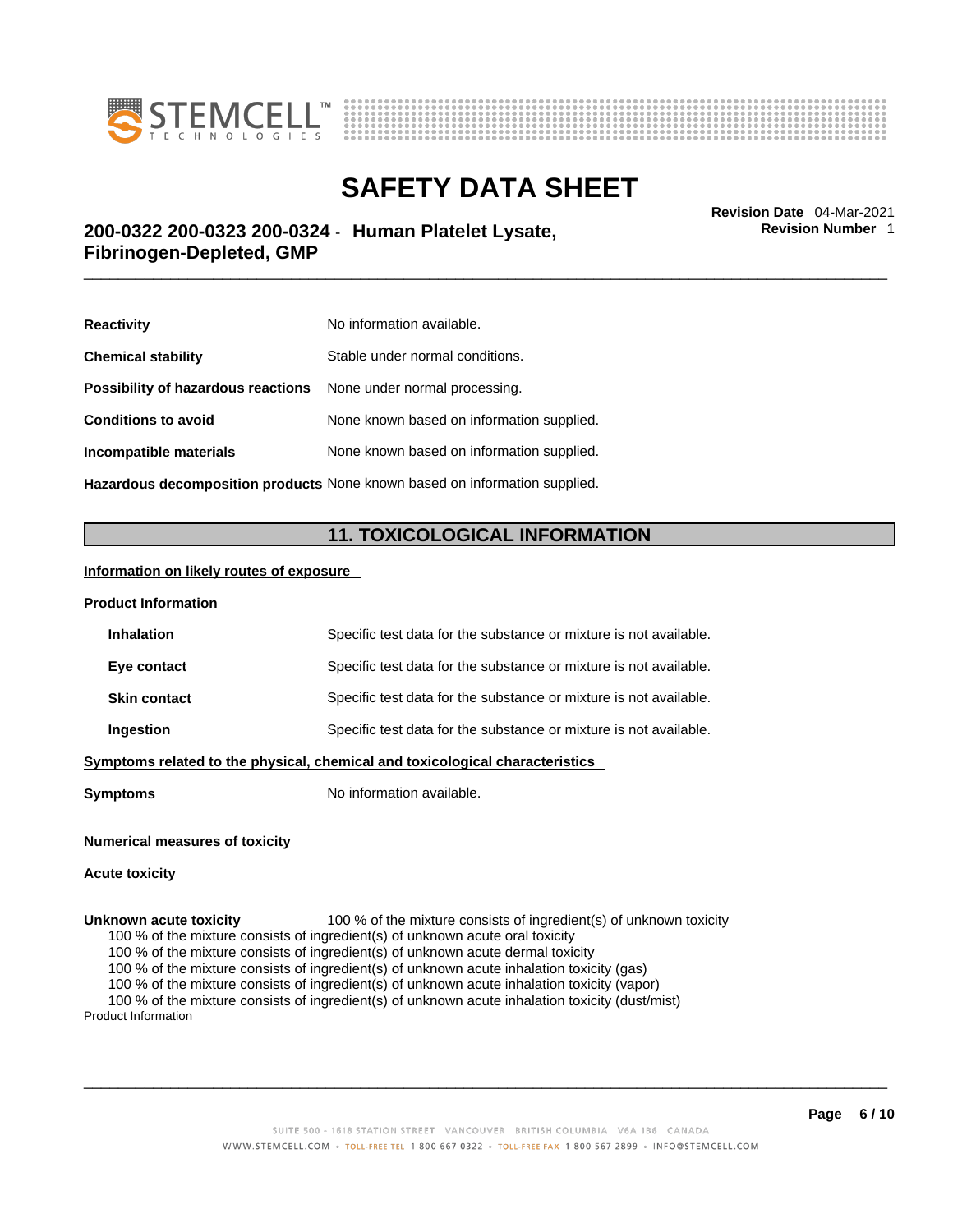| | |
|---|---|
| **Reactivity** | No information available. |
| **Chemical stability** | Stable under normal conditions. |
| **Possibility of hazardous reactions** | None under normal processing. |
| **Conditions to avoid** | None known based on information supplied. |
| **Incompatible materials** | None known based on information supplied. |
| **Hazardous decomposition products** | None known based on information supplied. |

## 11. TOXICOLOGICAL INFORMATION

**Information on likely routes of exposure**

**Product Information**

| | |
|---|---|
| **Inhalation** | Specific test data for the substance or mixture is not available. |
| **Eye contact** | Specific test data for the substance or mixture is not available. |
| **Skin contact** | Specific test data for the substance or mixture is not available. |
| **Ingestion** | Specific test data for the substance or mixture is not available. |

**Symptoms related to the physical, chemical and toxicological characteristics**

**Symptoms** No information available.

**Numerical measures of toxicity**

**Acute toxicity**

**Unknown acute toxicity** 100 % of the mixture consists of ingredient(s) of unknown toxicity

100 % of the mixture consists of ingredient(s) of unknown acute oral toxicity
100 % of the mixture consists of ingredient(s) of unknown acute dermal toxicity
100 % of the mixture consists of ingredient(s) of unknown acute inhalation toxicity (gas)
100 % of the mixture consists of ingredient(s) of unknown acute inhalation toxicity (vapor)
100 % of the mixture consists of ingredient(s) of unknown acute inhalation toxicity (dust/mist)

Product Information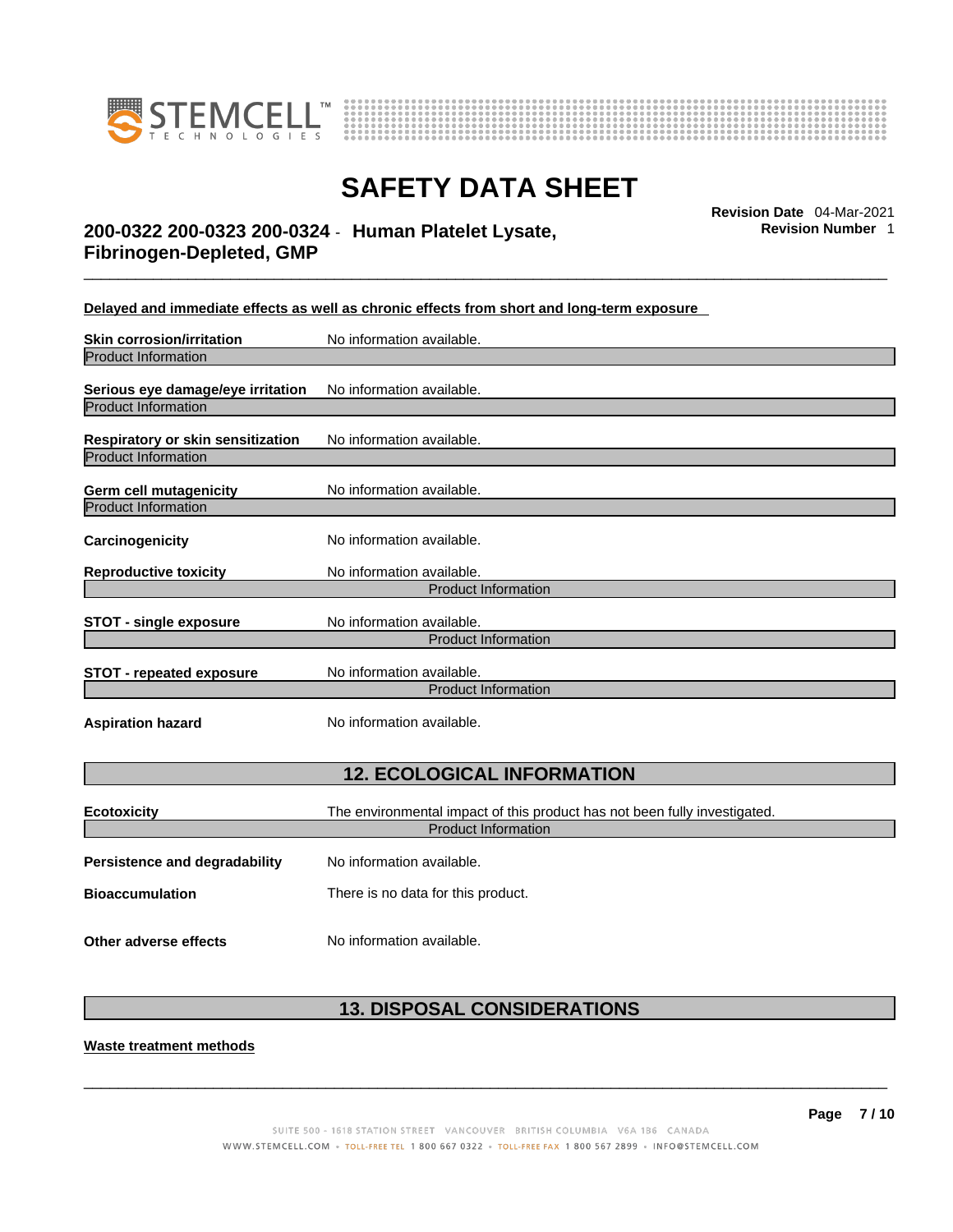**Delayed and immediate effects as well as chronic effects from short and long-term exposure**

| | |
|---|---|
| **Skin corrosion/irritation** | No information available. |
| Product Information | |
| **Serious eye damage/eye irritation** | No information available. |
| Product Information | |
| **Respiratory or skin sensitization** | No information available. |
| Product Information | |
| **Germ cell mutagenicity** | No information available. |
| Product Information | |
| **Carcinogenicity** | No information available. |
| **Reproductive toxicity** | No information available. |
| Product Information | |
| **STOT - single exposure** | No information available. |
| Product Information | |
| **STOT - repeated exposure** | No information available. |
| Product Information | |
| **Aspiration hazard** | No information available. |

## 12. ECOLOGICAL INFORMATION

| | |
|---|---|
| **Ecotoxicity** | The environmental impact of this product has not been fully investigated. |
| Product Information | |
| **Persistence and degradability** | No information available. |
| **Bioaccumulation** | There is no data for this product. |
| **Other adverse effects** | No information available. |

## 13. DISPOSAL CONSIDERATIONS

**Waste treatment methods**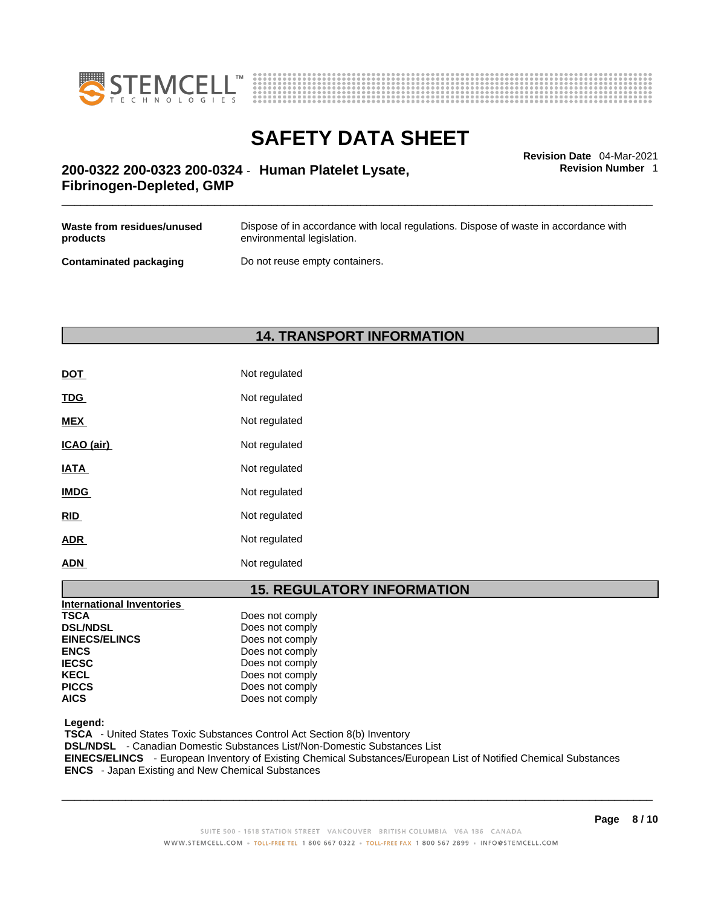| | |
|---|---|
| **Waste from residues/unused products** | Dispose of in accordance with local regulations. Dispose of waste in accordance with environmental legislation. |
| **Contaminated packaging** | Do not reuse empty containers. |

## 14. TRANSPORT INFORMATION

| | |
|---|---|
| **DOT** | Not regulated |
| **TDG** | Not regulated |
| **MEX** | Not regulated |
| **ICAO (air)** | Not regulated |
| **IATA** | Not regulated |
| **IMDG** | Not regulated |
| **RID** | Not regulated |
| **ADR** | Not regulated |
| **ADN** | Not regulated |

## 15. REGULATORY INFORMATION

| **International Inventories** | |
|---|---|
| **TSCA** | Does not comply |
| **DSL/NDSL** | Does not comply |
| **EINECS/ELINCS** | Does not comply |
| **ENCS** | Does not comply |
| **IECSC** | Does not comply |
| **KECL** | Does not comply |
| **PICCS** | Does not comply |
| **AICS** | Does not comply |

**Legend:**
**TSCA** - United States Toxic Substances Control Act Section 8(b) Inventory
**DSL/NDSL** - Canadian Domestic Substances List/Non-Domestic Substances List
**EINECS/ELINCS** - European Inventory of Existing Chemical Substances/European List of Notified Chemical Substances
**ENCS** - Japan Existing and New Chemical Substances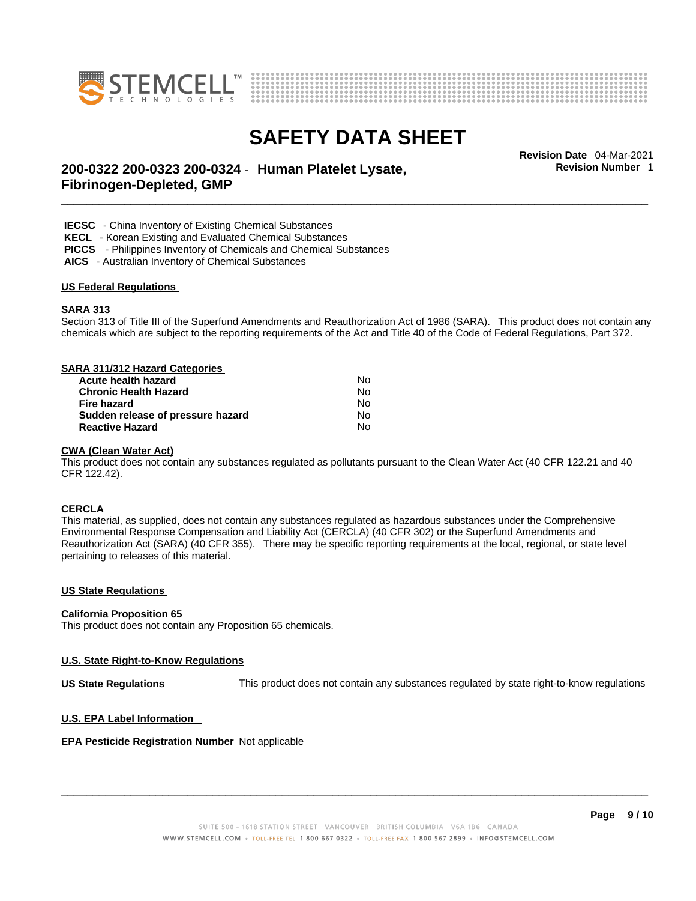**IECSC** - China Inventory of Existing Chemical Substances
**KECL** - Korean Existing and Evaluated Chemical Substances
**PICCS** - Philippines Inventory of Chemicals and Chemical Substances
**AICS** - Australian Inventory of Chemical Substances

## US Federal Regulations

### SARA 313

Section 313 of Title III of the Superfund Amendments and Reauthorization Act of 1986 (SARA). This product does not contain any chemicals which are subject to the reporting requirements of the Act and Title 40 of the Code of Federal Regulations, Part 372.

### SARA 311/312 Hazard Categories

| | |
|---|---|
| **Acute health hazard** | No |
| **Chronic Health Hazard** | No |
| **Fire hazard** | No |
| **Sudden release of pressure hazard** | No |
| **Reactive Hazard** | No |

### CWA (Clean Water Act)

This product does not contain any substances regulated as pollutants pursuant to the Clean Water Act (40 CFR 122.21 and 40 CFR 122.42).

### CERCLA

This material, as supplied, does not contain any substances regulated as hazardous substances under the Comprehensive Environmental Response Compensation and Liability Act (CERCLA) (40 CFR 302) or the Superfund Amendments and Reauthorization Act (SARA) (40 CFR 355). There may be specific reporting requirements at the local, regional, or state level pertaining to releases of this material.

## US State Regulations

### California Proposition 65

This product does not contain any Proposition 65 chemicals.

### U.S. State Right-to-Know Regulations

**US State Regulations** This product does not contain any substances regulated by state right-to-know regulations

### U.S. EPA Label Information

**EPA Pesticide Registration Number** Not applicable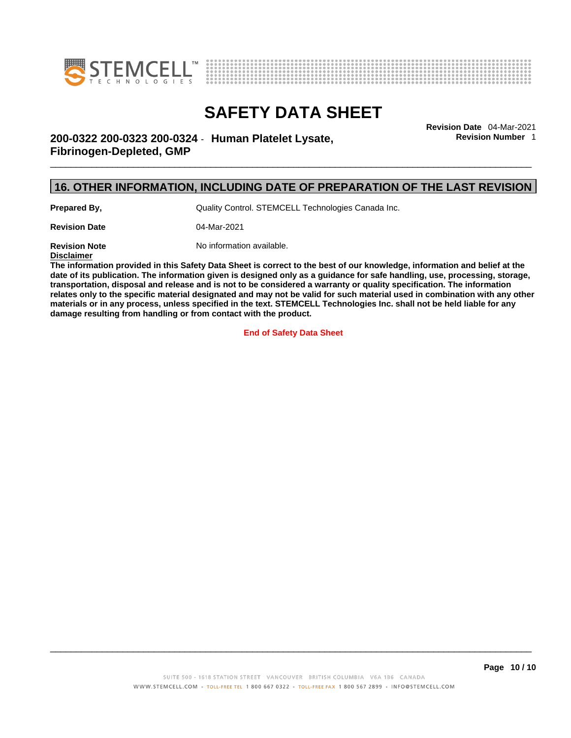## 16. OTHER INFORMATION, INCLUDING DATE OF PREPARATION OF THE LAST REVISION

**Prepared By,** Quality Control. STEMCELL Technologies Canada Inc.

**Revision Date** 04-Mar-2021

**Revision Note** No information available.

**Disclaimer**

**The information provided in this Safety Data Sheet is correct to the best of our knowledge, information and belief at the date of its publication. The information given is designed only as a guidance for safe handling, use, processing, storage, transportation, disposal and release and is not to be considered a warranty or quality specification. The information relates only to the specific material designated and may not be valid for such material used in combination with any other materials or in any process, unless specified in the text. STEMCELL Technologies Inc. shall not be held liable for any damage resulting from handling or from contact with the product.**

**End of Safety Data Sheet**